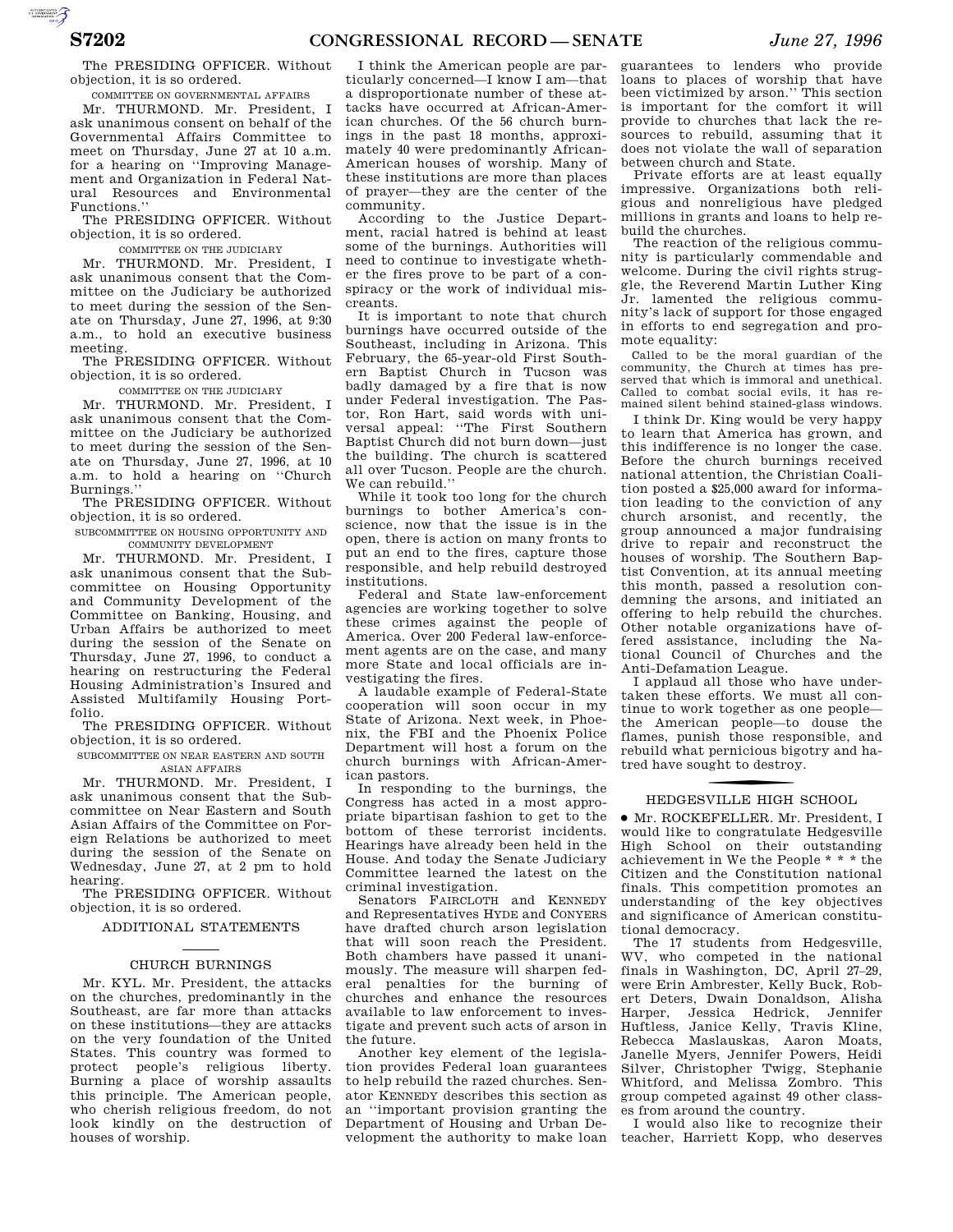The PRESIDING OFFICER. Without objection, it is so ordered.

COMMITTEE ON GOVERNMENTAL AFFAIRS

Mr. THURMOND. Mr. President, I ask unanimous consent on behalf of the Governmental Affairs Committee to meet on Thursday, June 27 at 10 a.m. for a hearing on ''Improving Management and Organization in Federal Natural Resources and Environmental Functions.''

The PRESIDING OFFICER. Without objection, it is so ordered.

COMMITTEE ON THE JUDICIARY

Mr. THURMOND. Mr. President, I ask unanimous consent that the Committee on the Judiciary be authorized to meet during the session of the Senate on Thursday, June 27, 1996, at 9:30 a.m., to hold an executive business meeting.

The PRESIDING OFFICER. Without objection, it is so ordered.

COMMITTEE ON THE JUDICIARY

Mr. THURMOND. Mr. President, I ask unanimous consent that the Committee on the Judiciary be authorized to meet during the session of the Senate on Thursday, June 27, 1996, at 10 a.m. to hold a hearing on ''Church Burnings.''

The PRESIDING OFFICER. Without objection, it is so ordered.

SUBCOMMITTEE ON HOUSING OPPORTUNITY AND COMMUNITY DEVELOPMENT

Mr. THURMOND. Mr. President, I ask unanimous consent that the Subcommittee on Housing Opportunity and Community Development of the Committee on Banking, Housing, and Urban Affairs be authorized to meet during the session of the Senate on Thursday, June 27, 1996, to conduct a hearing on restructuring the Federal Housing Administration's Insured and Assisted Multifamily Housing Portfolio.

The PRESIDING OFFICER. Without objection, it is so ordered.

SUBCOMMITTEE ON NEAR EASTERN AND SOUTH ASIAN AFFAIRS

Mr. THURMOND. Mr. President, I ask unanimous consent that the Subcommittee on Near Eastern and South Asian Affairs of the Committee on Foreign Relations be authorized to meet during the session of the Senate on Wednesday, June 27, at 2 pm to hold hearing.

The PRESIDING OFFICER. Without objection, it is so ordered.

## ADDITIONAL STATEMENTS

## CHURCH BURNINGS

Mr. KYL. Mr. President, the attacks on the churches, predominantly in the Southeast, are far more than attacks on these institutions—they are attacks on the very foundation of the United States. This country was formed to protect people's religious liberty. Burning a place of worship assaults this principle. The American people, who cherish religious freedom, do not look kindly on the destruction of houses of worship.

I think the American people are particularly concerned—I know I am—that a disproportionate number of these attacks have occurred at African-American churches. Of the 56 church burnings in the past 18 months, approximately 40 were predominantly African-American houses of worship. Many of these institutions are more than places of prayer—they are the center of the community.

According to the Justice Department, racial hatred is behind at least some of the burnings. Authorities will need to continue to investigate whether the fires prove to be part of a conspiracy or the work of individual miscreants.

It is important to note that church burnings have occurred outside of the Southeast, including in Arizona. This February, the 65-year-old First Southern Baptist Church in Tucson was badly damaged by a fire that is now under Federal investigation. The Pastor, Ron Hart, said words with universal appeal: ''The First Southern Baptist Church did not burn down—just the building. The church is scattered all over Tucson. People are the church. We can rebuild.''

While it took too long for the church burnings to bother America's conscience, now that the issue is in the open, there is action on many fronts to put an end to the fires, capture those responsible, and help rebuild destroyed institutions.

Federal and State law-enforcement agencies are working together to solve these crimes against the people of America. Over 200 Federal law-enforcement agents are on the case, and many more State and local officials are investigating the fires.

A laudable example of Federal-State cooperation will soon occur in my State of Arizona. Next week, in Phoenix, the FBI and the Phoenix Police Department will host a forum on the church burnings with African-American pastors.

In responding to the burnings, the Congress has acted in a most appropriate bipartisan fashion to get to the bottom of these terrorist incidents. Hearings have already been held in the House. And today the Senate Judiciary Committee learned the latest on the criminal investigation.

Senators FAIRCLOTH and KENNEDY and Representatives HYDE and CONYERS have drafted church arson legislation that will soon reach the President. Both chambers have passed it unanimously. The measure will sharpen federal penalties for the burning of churches and enhance the resources available to law enforcement to investigate and prevent such acts of arson in the future.

Another key element of the legislation provides Federal loan guarantees to help rebuild the razed churches. Senator KENNEDY describes this section as an ''important provision granting the Department of Housing and Urban Development the authority to make loan guarantees to lenders who provide loans to places of worship that have been victimized by arson.'' This section is important for the comfort it will provide to churches that lack the resources to rebuild, assuming that it does not violate the wall of separation between church and State.

Private efforts are at least equally impressive. Organizations both religious and nonreligious have pledged millions in grants and loans to help rebuild the churches.

The reaction of the religious community is particularly commendable and welcome. During the civil rights struggle, the Reverend Martin Luther King Jr. lamented the religious community's lack of support for those engaged in efforts to end segregation and promote equality:

> Called to be the moral guardian of the community, the Church at times has preserved that which is immoral and unethical. Called to combat social evils, it has remained silent behind stained-glass windows.

I think Dr. King would be very happy to learn that America has grown, and this indifference is no longer the case. Before the church burnings received national attention, the Christian Coalition posted a $25,000 award for information leading to the conviction of any church arsonist, and recently, the group announced a major fundraising drive to repair and reconstruct the houses of worship. The Southern Baptist Convention, at its annual meeting this month, passed a resolution condemning the arsons, and initiated an offering to help rebuild the churches. Other notable organizations have offered assistance, including the National Council of Churches and the Anti-Defamation League.

I applaud all those who have undertaken these efforts. We must all continue to work together as one people—the American people—to douse the flames, punish those responsible, and rebuild what pernicious bigotry and hatred have sought to destroy.

## HEDGESVILLE HIGH SCHOOL

● Mr. ROCKEFELLER. Mr. President, I would like to congratulate Hedgesville High School on their outstanding achievement in We the People * * * the Citizen and the Constitution national finals. This competition promotes an understanding of the key objectives and significance of American constitutional democracy.

The 17 students from Hedgesville, WV, who competed in the national finals in Washington, DC, April 27–29, were Erin Ambrester, Kelly Buck, Robert Deters, Dwain Donaldson, Alisha Harper, Jessica Hedrick, Jennifer Huftless, Janice Kelly, Travis Kline, Rebecca Maslauskas, Aaron Moats, Janelle Myers, Jennifer Powers, Heidi Silver, Christopher Twigg, Stephanie Whitford, and Melissa Zombro. This group competed against 49 other classes from around the country.

I would also like to recognize their teacher, Harriett Kopp, who deserves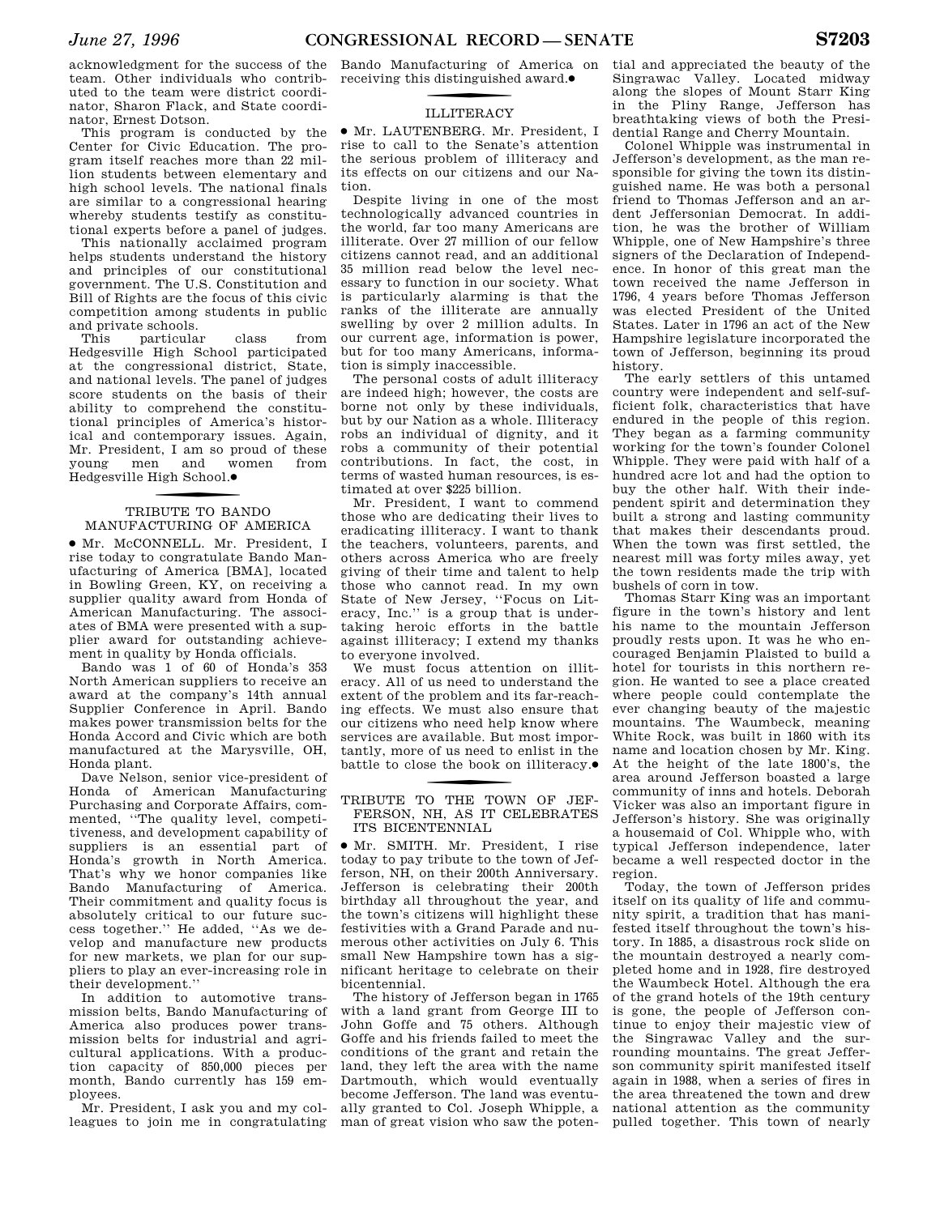acknowledgment for the success of the team. Other individuals who contributed to the team were district coordinator, Sharon Flack, and State coordinator, Ernest Dotson.

This program is conducted by the Center for Civic Education. The program itself reaches more than 22 million students between elementary and high school levels. The national finals are similar to a congressional hearing whereby students testify as constitutional experts before a panel of judges.

This nationally acclaimed program helps students understand the history and principles of our constitutional government. The U.S. Constitution and Bill of Rights are the focus of this civic competition among students in public and private schools.

This particular class from Hedgesville High School participated at the congressional district, State, and national levels. The panel of judges score students on the basis of their ability to comprehend the constitutional principles of America's historical and contemporary issues. Again, Mr. President, I am so proud of these young men and women from Hedgesville High School.●

## TRIBUTE TO BANDO MANUFACTURING OF AMERICA

● Mr. McCONNELL. Mr. President, I rise today to congratulate Bando Manufacturing of America [BMA], located in Bowling Green, KY, on receiving a supplier quality award from Honda of American Manufacturing. The associates of BMA were presented with a supplier award for outstanding achievement in quality by Honda officials.

Bando was 1 of 60 of Honda's 353 North American suppliers to receive an award at the company's 14th annual Supplier Conference in April. Bando makes power transmission belts for the Honda Accord and Civic which are both manufactured at the Marysville, OH, Honda plant.

Dave Nelson, senior vice-president of Honda of American Manufacturing Purchasing and Corporate Affairs, commented, "The quality level, competitiveness, and development capability of suppliers is an essential part of Honda's growth in North America. That's why we honor companies like Bando Manufacturing of America. Their commitment and quality focus is absolutely critical to our future success together." He added, "As we develop and manufacture new products for new markets, we plan for our suppliers to play an ever-increasing role in their development."

In addition to automotive transmission belts, Bando Manufacturing of America also produces power transmission belts for industrial and agricultural applications. With a production capacity of 850,000 pieces per month, Bando currently has 159 employees.

Mr. President, I ask you and my colleagues to join me in congratulating Bando Manufacturing of America on receiving this distinguished award.●

## ILLITERACY

● Mr. LAUTENBERG. Mr. President, I rise to call to the Senate's attention the serious problem of illiteracy and its effects on our citizens and our Nation.

Despite living in one of the most technologically advanced countries in the world, far too many Americans are illiterate. Over 27 million of our fellow citizens cannot read, and an additional 35 million read below the level necessary to function in our society. What is particularly alarming is that the ranks of the illiterate are annually swelling by over 2 million adults. In our current age, information is power, but for too many Americans, information is simply inaccessible.

The personal costs of adult illiteracy are indeed high; however, the costs are borne not only by these individuals, but by our Nation as a whole. Illiteracy robs an individual of dignity, and it robs a community of their potential contributions. In fact, the cost, in terms of wasted human resources, is estimated at over $225 billion.

Mr. President, I want to commend those who are dedicating their lives to eradicating illiteracy. I want to thank the teachers, volunteers, parents, and others across America who are freely giving of their time and talent to help those who cannot read. In my own State of New Jersey, "Focus on Literacy, Inc." is a group that is undertaking heroic efforts in the battle against illiteracy; I extend my thanks to everyone involved.

We must focus attention on illiteracy. All of us need to understand the extent of the problem and its far-reaching effects. We must also ensure that our citizens who need help know where services are available. But most importantly, more of us need to enlist in the battle to close the book on illiteracy.●

## TRIBUTE TO THE TOWN OF JEFFERSON, NH, AS IT CELEBRATES ITS BICENTENNIAL

● Mr. SMITH. Mr. President, I rise today to pay tribute to the town of Jefferson, NH, on their 200th Anniversary. Jefferson is celebrating their 200th birthday all throughout the year, and the town's citizens will highlight these festivities with a Grand Parade and numerous other activities on July 6. This small New Hampshire town has a significant heritage to celebrate on their bicentennial.

The history of Jefferson began in 1765 with a land grant from George III to John Goffe and 75 others. Although Goffe and his friends failed to meet the conditions of the grant and retain the land, they left the area with the name Dartmouth, which would eventually become Jefferson. The land was eventually granted to Col. Joseph Whipple, a man of great vision who saw the potential and appreciated the beauty of the Singrawac Valley. Located midway along the slopes of Mount Starr King in the Pliny Range, Jefferson has breathtaking views of both the Presidential Range and Cherry Mountain.

Colonel Whipple was instrumental in Jefferson's development, as the man responsible for giving the town its distinguished name. He was both a personal friend to Thomas Jefferson and an ardent Jeffersonian Democrat. In addition, he was the brother of William Whipple, one of New Hampshire's three signers of the Declaration of Independence. In honor of this great man the town received the name Jefferson in 1796, 4 years before Thomas Jefferson was elected President of the United States. Later in 1796 an act of the New Hampshire legislature incorporated the town of Jefferson, beginning its proud history.

The early settlers of this untamed country were independent and self-sufficient folk, characteristics that have endured in the people of this region. They began as a farming community working for the town's founder Colonel Whipple. They were paid with half of a hundred acre lot and had the option to buy the other half. With their independent spirit and determination they built a strong and lasting community that makes their descendants proud. When the town was first settled, the nearest mill was forty miles away, yet the town residents made the trip with bushels of corn in tow.

Thomas Starr King was an important figure in the town's history and lent his name to the mountain Jefferson proudly rests upon. It was he who encouraged Benjamin Plaisted to build a hotel for tourists in this northern region. He wanted to see a place created where people could contemplate the ever changing beauty of the majestic mountains. The Waumbeck, meaning White Rock, was built in 1860 with its name and location chosen by Mr. King. At the height of the late 1800's, the area around Jefferson boasted a large community of inns and hotels. Deborah Vicker was also an important figure in Jefferson's history. She was originally a housemaid of Col. Whipple who, with typical Jefferson independence, later became a well respected doctor in the region.

Today, the town of Jefferson prides itself on its quality of life and community spirit, a tradition that has manifested itself throughout the town's history. In 1885, a disastrous rock slide on the mountain destroyed a nearly completed home and in 1928, fire destroyed the Waumbeck Hotel. Although the era of the grand hotels of the 19th century is gone, the people of Jefferson continue to enjoy their majestic view of the Singrawac Valley and the surrounding mountains. The great Jefferson community spirit manifested itself again in 1988, when a series of fires in the area threatened the town and drew national attention as the community pulled together. This town of nearly